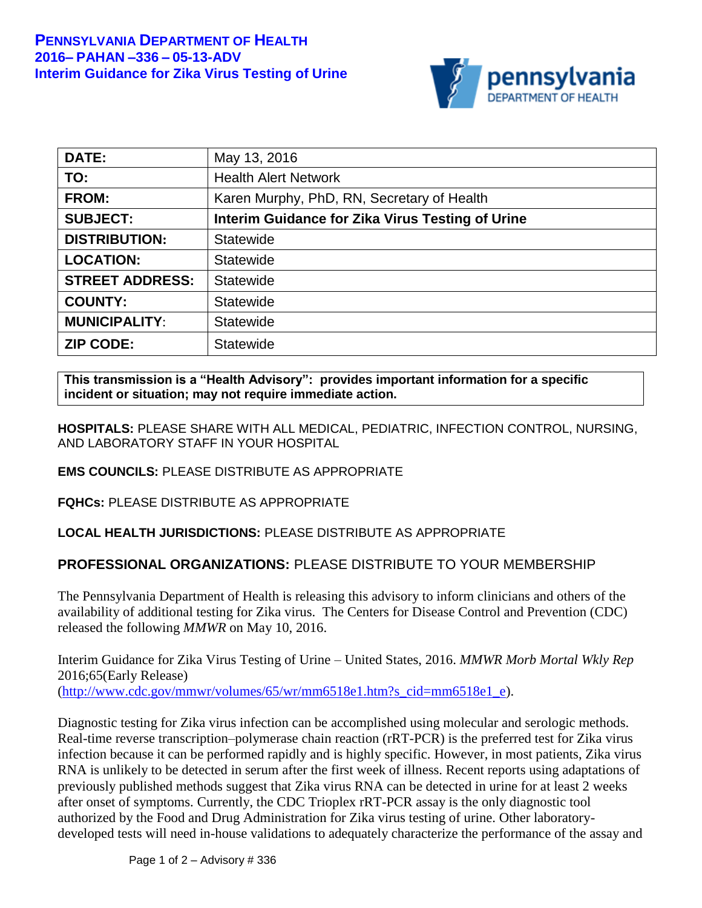**PENNSYLVANIA DEPARTMENT OF HEALTH**
**2016– PAHAN –336 – 05-13-ADV**
**Interim Guidance for Zika Virus Testing of Urine**

| | |
|---|---|
| **DATE:** | May 13, 2016 |
| **TO:** | Health Alert Network |
| **FROM:** | Karen Murphy, PhD, RN, Secretary of Health |
| **SUBJECT:** | **Interim Guidance for Zika Virus Testing of Urine** |
| **DISTRIBUTION:** | Statewide |
| **LOCATION:** | Statewide |
| **STREET ADDRESS:** | Statewide |
| **COUNTY:** | Statewide |
| **MUNICIPALITY:** | Statewide |
| **ZIP CODE:** | Statewide |

**This transmission is a "Health Advisory": provides important information for a specific incident or situation; may not require immediate action.**

**HOSPITALS:** PLEASE SHARE WITH ALL MEDICAL, PEDIATRIC, INFECTION CONTROL, NURSING, AND LABORATORY STAFF IN YOUR HOSPITAL

**EMS COUNCILS:** PLEASE DISTRIBUTE AS APPROPRIATE

**FQHCs:** PLEASE DISTRIBUTE AS APPROPRIATE

**LOCAL HEALTH JURISDICTIONS:** PLEASE DISTRIBUTE AS APPROPRIATE

**PROFESSIONAL ORGANIZATIONS:** PLEASE DISTRIBUTE TO YOUR MEMBERSHIP

The Pennsylvania Department of Health is releasing this advisory to inform clinicians and others of the availability of additional testing for Zika virus. The Centers for Disease Control and Prevention (CDC) released the following *MMWR* on May 10, 2016.

Interim Guidance for Zika Virus Testing of Urine – United States, 2016. *MMWR Morb Mortal Wkly Rep* 2016;65(Early Release) (http://www.cdc.gov/mmwr/volumes/65/wr/mm6518e1.htm?s_cid=mm6518e1_e).

Diagnostic testing for Zika virus infection can be accomplished using molecular and serologic methods. Real-time reverse transcription–polymerase chain reaction (rRT-PCR) is the preferred test for Zika virus infection because it can be performed rapidly and is highly specific. However, in most patients, Zika virus RNA is unlikely to be detected in serum after the first week of illness. Recent reports using adaptations of previously published methods suggest that Zika virus RNA can be detected in urine for at least 2 weeks after onset of symptoms. Currently, the CDC Trioplex rRT-PCR assay is the only diagnostic tool authorized by the Food and Drug Administration for Zika virus testing of urine. Other laboratory-developed tests will need in-house validations to adequately characterize the performance of the assay and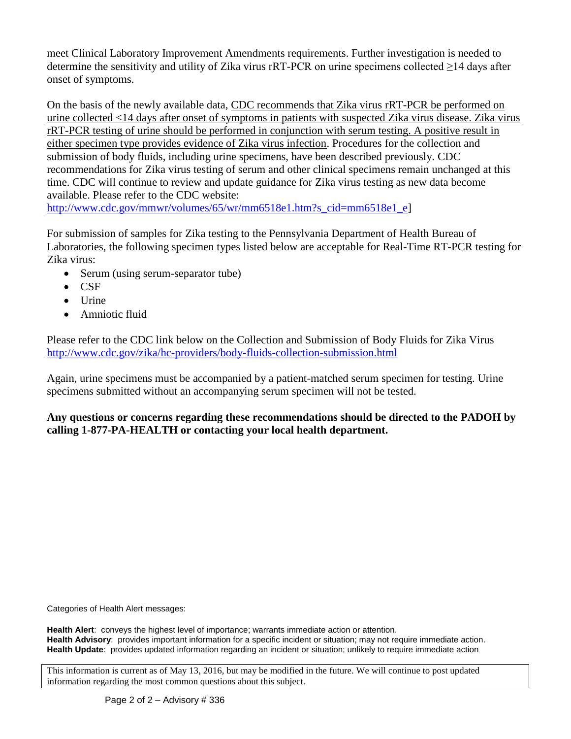meet Clinical Laboratory Improvement Amendments requirements. Further investigation is needed to determine the sensitivity and utility of Zika virus rRT-PCR on urine specimens collected ≥14 days after onset of symptoms.

On the basis of the newly available data, CDC recommends that Zika virus rRT-PCR be performed on urine collected <14 days after onset of symptoms in patients with suspected Zika virus disease. Zika virus rRT-PCR testing of urine should be performed in conjunction with serum testing. A positive result in either specimen type provides evidence of Zika virus infection. Procedures for the collection and submission of body fluids, including urine specimens, have been described previously. CDC recommendations for Zika virus testing of serum and other clinical specimens remain unchanged at this time. CDC will continue to review and update guidance for Zika virus testing as new data become available. Please refer to the CDC website: http://www.cdc.gov/mmwr/volumes/65/wr/mm6518e1.htm?s_cid=mm6518e1_e]

For submission of samples for Zika testing to the Pennsylvania Department of Health Bureau of Laboratories, the following specimen types listed below are acceptable for Real-Time RT-PCR testing for Zika virus:

- Serum (using serum-separator tube)
- CSF
- Urine
- Amniotic fluid

Please refer to the CDC link below on the Collection and Submission of Body Fluids for Zika Virus http://www.cdc.gov/zika/hc-providers/body-fluids-collection-submission.html

Again, urine specimens must be accompanied by a patient-matched serum specimen for testing. Urine specimens submitted without an accompanying serum specimen will not be tested.

**Any questions or concerns regarding these recommendations should be directed to the PADOH by calling 1-877-PA-HEALTH or contacting your local health department.**

Categories of Health Alert messages:

**Health Alert**: conveys the highest level of importance; warrants immediate action or attention.
**Health Advisory**: provides important information for a specific incident or situation; may not require immediate action.
**Health Update**: provides updated information regarding an incident or situation; unlikely to require immediate action

This information is current as of May 13, 2016, but may be modified in the future. We will continue to post updated information regarding the most common questions about this subject.